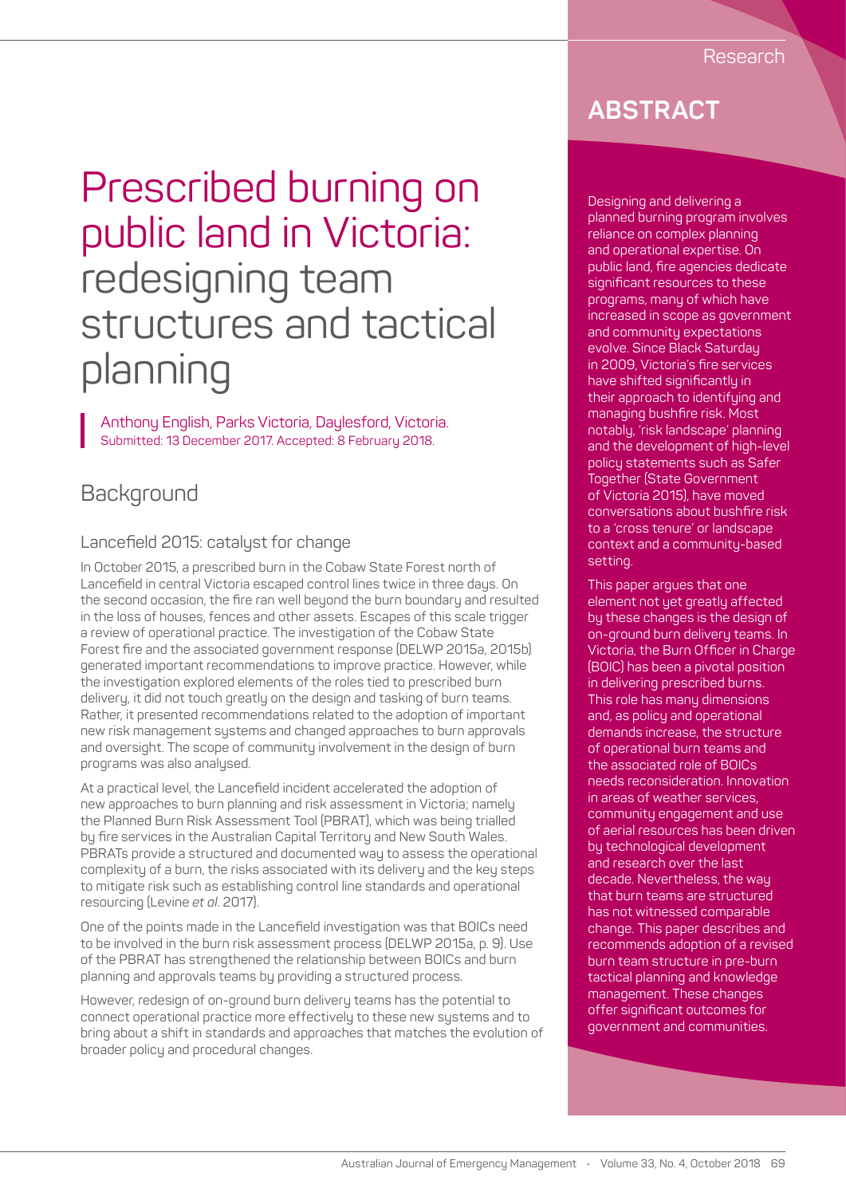Research

# Prescribed burning on public land in Victoria: redesigning team structures and tactical planning

Anthony English, Parks Victoria, Daylesford, Victoria.
Submitted: 13 December 2017. Accepted: 8 February 2018.

## ABSTRACT

Designing and delivering a planned burning program involves reliance on complex planning and operational expertise. On public land, fire agencies dedicate significant resources to these programs, many of which have increased in scope as government and community expectations evolve. Since Black Saturday in 2009, Victoria's fire services have shifted significantly in their approach to identifying and managing bushfire risk. Most notably, 'risk landscape' planning and the development of high-level policy statements such as Safer Together (State Government of Victoria 2015), have moved conversations about bushfire risk to a 'cross tenure' or landscape context and a community-based setting.

This paper argues that one element not yet greatly affected by these changes is the design of on-ground burn delivery teams. In Victoria, the Burn Officer in Charge (BOIC) has been a pivotal position in delivering prescribed burns. This role has many dimensions and, as policy and operational demands increase, the structure of operational burn teams and the associated role of BOICs needs reconsideration. Innovation in areas of weather services, community engagement and use of aerial resources has been driven by technological development and research over the last decade. Nevertheless, the way that burn teams are structured has not witnessed comparable change. This paper describes and recommends adoption of a revised burn team structure in pre-burn tactical planning and knowledge management. These changes offer significant outcomes for government and communities.

## Background

### Lancefield 2015: catalyst for change

In October 2015, a prescribed burn in the Cobaw State Forest north of Lancefield in central Victoria escaped control lines twice in three days. On the second occasion, the fire ran well beyond the burn boundary and resulted in the loss of houses, fences and other assets. Escapes of this scale trigger a review of operational practice. The investigation of the Cobaw State Forest fire and the associated government response (DELWP 2015a, 2015b) generated important recommendations to improve practice. However, while the investigation explored elements of the roles tied to prescribed burn delivery, it did not touch greatly on the design and tasking of burn teams. Rather, it presented recommendations related to the adoption of important new risk management systems and changed approaches to burn approvals and oversight. The scope of community involvement in the design of burn programs was also analysed.

At a practical level, the Lancefield incident accelerated the adoption of new approaches to burn planning and risk assessment in Victoria; namely the Planned Burn Risk Assessment Tool (PBRAT), which was being trialled by fire services in the Australian Capital Territory and New South Wales. PBRATs provide a structured and documented way to assess the operational complexity of a burn, the risks associated with its delivery and the key steps to mitigate risk such as establishing control line standards and operational resourcing (Levine *et al.* 2017).

One of the points made in the Lancefield investigation was that BOICs need to be involved in the burn risk assessment process (DELWP 2015a, p. 9). Use of the PBRAT has strengthened the relationship between BOICs and burn planning and approvals teams by providing a structured process.

However, redesign of on-ground burn delivery teams has the potential to connect operational practice more effectively to these new systems and to bring about a shift in standards and approaches that matches the evolution of broader policy and procedural changes.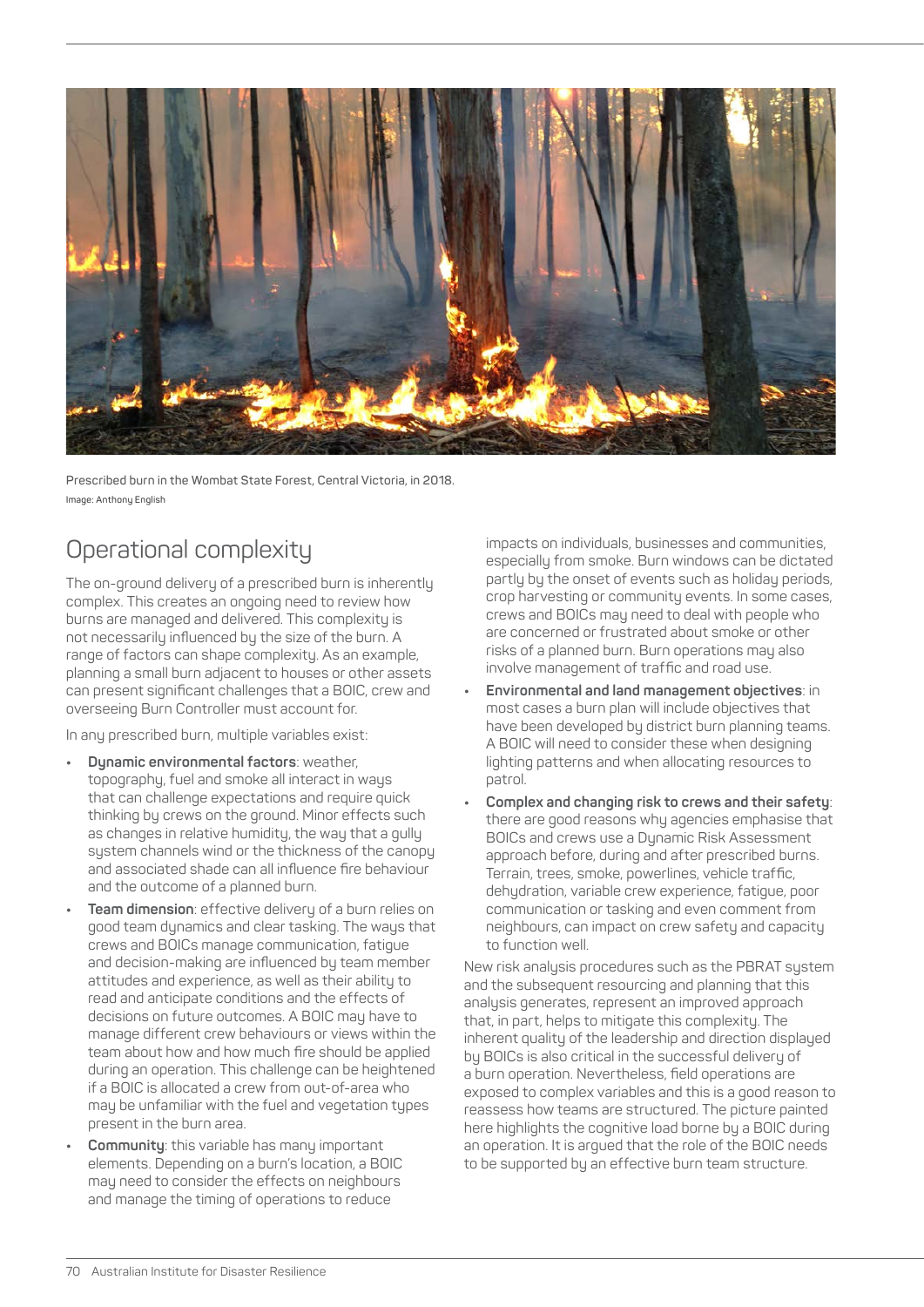Prescribed burn in the Wombat State Forest, Central Victoria, in 2018.
Image: Anthony English

## Operational complexity

The on-ground delivery of a prescribed burn is inherently complex. This creates an ongoing need to review how burns are managed and delivered. This complexity is not necessarily influenced by the size of the burn. A range of factors can shape complexity. As an example, planning a small burn adjacent to houses or other assets can present significant challenges that a BOIC, crew and overseeing Burn Controller must account for.

In any prescribed burn, multiple variables exist:

- **Dynamic environmental factors**: weather, topography, fuel and smoke all interact in ways that can challenge expectations and require quick thinking by crews on the ground. Minor effects such as changes in relative humidity, the way that a gully system channels wind or the thickness of the canopy and associated shade can all influence fire behaviour and the outcome of a planned burn.
- **Team dimension**: effective delivery of a burn relies on good team dynamics and clear tasking. The ways that crews and BOICs manage communication, fatigue and decision-making are influenced by team member attitudes and experience, as well as their ability to read and anticipate conditions and the effects of decisions on future outcomes. A BOIC may have to manage different crew behaviours or views within the team about how and how much fire should be applied during an operation. This challenge can be heightened if a BOIC is allocated a crew from out-of-area who may be unfamiliar with the fuel and vegetation types present in the burn area.
- **Community**: this variable has many important elements. Depending on a burn's location, a BOIC may need to consider the effects on neighbours and manage the timing of operations to reduce impacts on individuals, businesses and communities, especially from smoke. Burn windows can be dictated partly by the onset of events such as holiday periods, crop harvesting or community events. In some cases, crews and BOICs may need to deal with people who are concerned or frustrated about smoke or other risks of a planned burn. Burn operations may also involve management of traffic and road use.
- **Environmental and land management objectives**: in most cases a burn plan will include objectives that have been developed by district burn planning teams. A BOIC will need to consider these when designing lighting patterns and when allocating resources to patrol.
- **Complex and changing risk to crews and their safety**: there are good reasons why agencies emphasise that BOICs and crews use a Dynamic Risk Assessment approach before, during and after prescribed burns. Terrain, trees, smoke, powerlines, vehicle traffic, dehydration, variable crew experience, fatigue, poor communication or tasking and even comment from neighbours, can impact on crew safety and capacity to function well.

New risk analysis procedures such as the PBRAT system and the subsequent resourcing and planning that this analysis generates, represent an improved approach that, in part, helps to mitigate this complexity. The inherent quality of the leadership and direction displayed by BOICs is also critical in the successful delivery of a burn operation. Nevertheless, field operations are exposed to complex variables and this is a good reason to reassess how teams are structured. The picture painted here highlights the cognitive load borne by a BOIC during an operation. It is argued that the role of the BOIC needs to be supported by an effective burn team structure.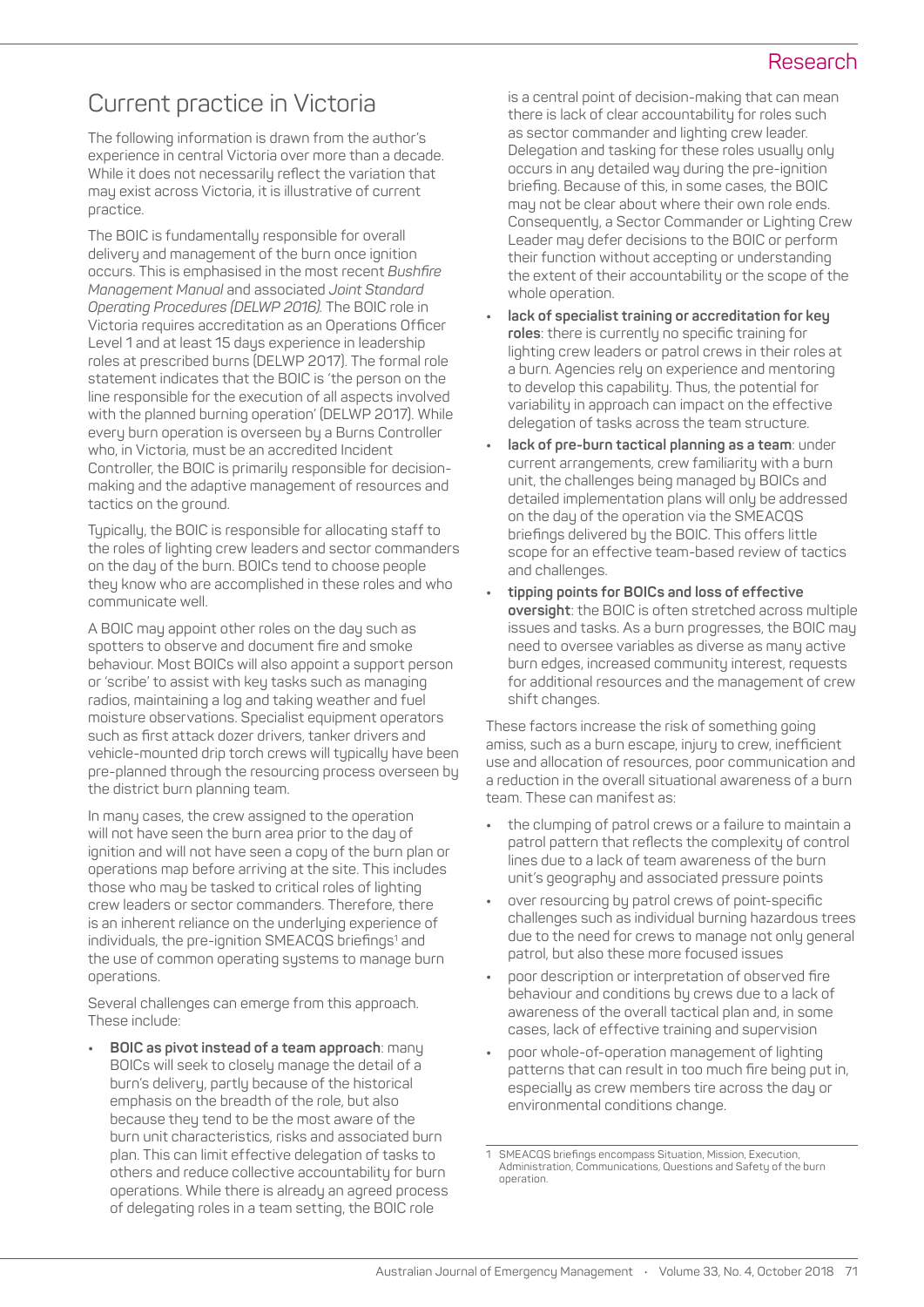## Current practice in Victoria

The following information is drawn from the author's experience in central Victoria over more than a decade. While it does not necessarily reflect the variation that may exist across Victoria, it is illustrative of current practice.

The BOIC is fundamentally responsible for overall delivery and management of the burn once ignition occurs. This is emphasised in the most recent *Bushfire Management Manual* and associated *Joint Standard Operating Procedures (DELWP 2016)*. The BOIC role in Victoria requires accreditation as an Operations Officer Level 1 and at least 15 days experience in leadership roles at prescribed burns (DELWP 2017). The formal role statement indicates that the BOIC is 'the person on the line responsible for the execution of all aspects involved with the planned burning operation' (DELWP 2017). While every burn operation is overseen by a Burns Controller who, in Victoria, must be an accredited Incident Controller, the BOIC is primarily responsible for decision-making and the adaptive management of resources and tactics on the ground.

Typically, the BOIC is responsible for allocating staff to the roles of lighting crew leaders and sector commanders on the day of the burn. BOICs tend to choose people they know who are accomplished in these roles and who communicate well.

A BOIC may appoint other roles on the day such as spotters to observe and document fire and smoke behaviour. Most BOICs will also appoint a support person or 'scribe' to assist with key tasks such as managing radios, maintaining a log and taking weather and fuel moisture observations. Specialist equipment operators such as first attack dozer drivers, tanker drivers and vehicle-mounted drip torch crews will typically have been pre-planned through the resourcing process overseen by the district burn planning team.

In many cases, the crew assigned to the operation will not have seen the burn area prior to the day of ignition and will not have seen a copy of the burn plan or operations map before arriving at the site. This includes those who may be tasked to critical roles of lighting crew leaders or sector commanders. Therefore, there is an inherent reliance on the underlying experience of individuals, the pre-ignition SMEACQS briefings[1] and the use of common operating systems to manage burn operations.

Several challenges can emerge from this approach. These include:

- **BOIC as pivot instead of a team approach**: many BOICs will seek to closely manage the detail of a burn's delivery, partly because of the historical emphasis on the breadth of the role, but also because they tend to be the most aware of the burn unit characteristics, risks and associated burn plan. This can limit effective delegation of tasks to others and reduce collective accountability for burn operations. While there is already an agreed process of delegating roles in a team setting, the BOIC role is a central point of decision-making that can mean there is lack of clear accountability for roles such as sector commander and lighting crew leader. Delegation and tasking for these roles usually only occurs in any detailed way during the pre-ignition briefing. Because of this, in some cases, the BOIC may not be clear about where their own role ends. Consequently, a Sector Commander or Lighting Crew Leader may defer decisions to the BOIC or perform their function without accepting or understanding the extent of their accountability or the scope of the whole operation.
- **lack of specialist training or accreditation for key roles**: there is currently no specific training for lighting crew leaders or patrol crews in their roles at a burn. Agencies rely on experience and mentoring to develop this capability. Thus, the potential for variability in approach can impact on the effective delegation of tasks across the team structure.
- **lack of pre-burn tactical planning as a team**: under current arrangements, crew familiarity with a burn unit, the challenges being managed by BOICs and detailed implementation plans will only be addressed on the day of the operation via the SMEACQS briefings delivered by the BOIC. This offers little scope for an effective team-based review of tactics and challenges.
- **tipping points for BOICs and loss of effective oversight**: the BOIC is often stretched across multiple issues and tasks. As a burn progresses, the BOIC may need to oversee variables as diverse as many active burn edges, increased community interest, requests for additional resources and the management of crew shift changes.

These factors increase the risk of something going amiss, such as a burn escape, injury to crew, inefficient use and allocation of resources, poor communication and a reduction in the overall situational awareness of a burn team. These can manifest as:

- the clumping of patrol crews or a failure to maintain a patrol pattern that reflects the complexity of control lines due to a lack of team awareness of the burn unit's geography and associated pressure points
- over resourcing by patrol crews of point-specific challenges such as individual burning hazardous trees due to the need for crews to manage not only general patrol, but also these more focused issues
- poor description or interpretation of observed fire behaviour and conditions by crews due to a lack of awareness of the overall tactical plan and, in some cases, lack of effective training and supervision
- poor whole-of-operation management of lighting patterns that can result in too much fire being put in, especially as crew members tire across the day or environmental conditions change.

---

[1] SMEACQS briefings encompass Situation, Mission, Execution, Administration, Communications, Questions and Safety of the burn operation.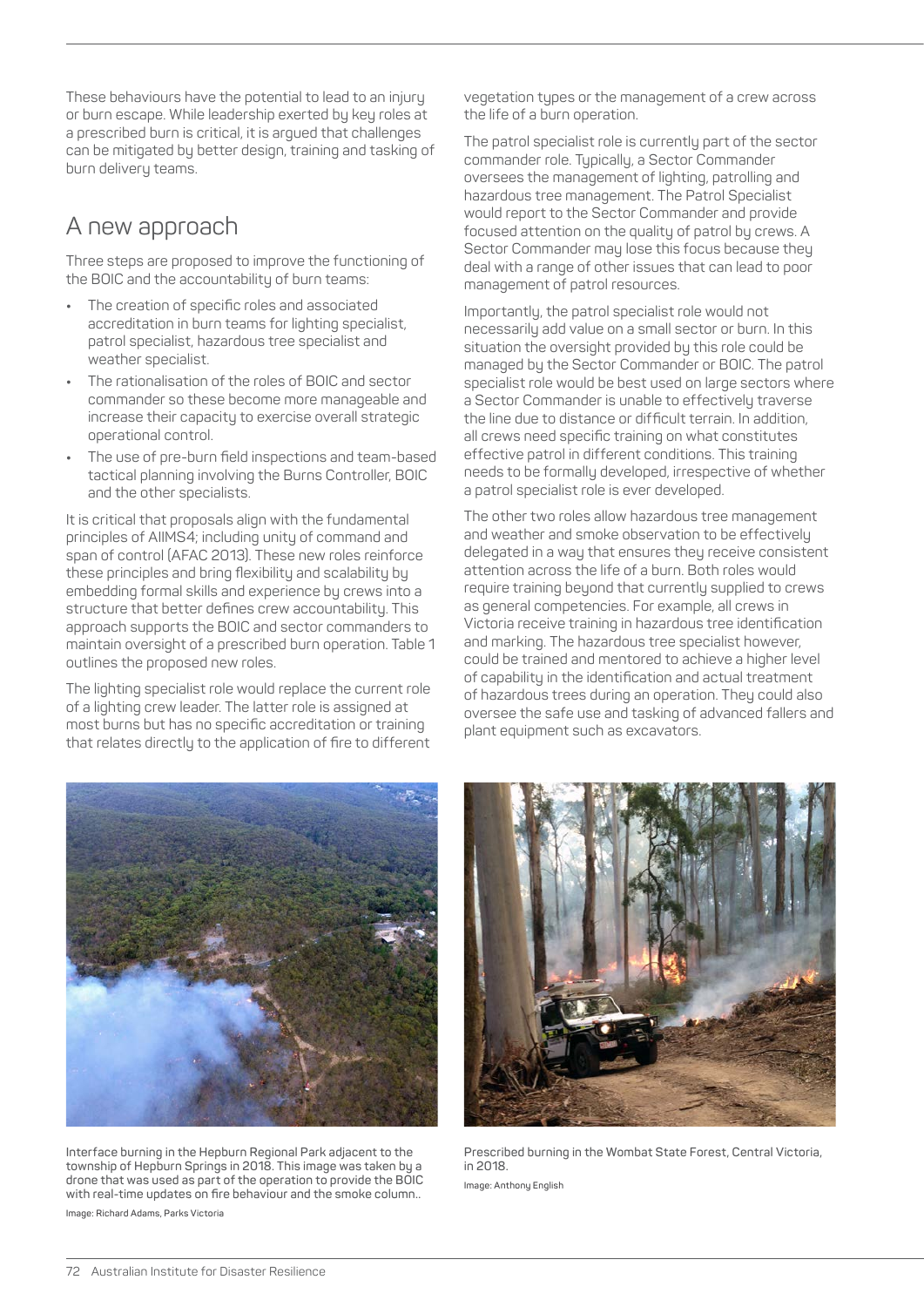These behaviours have the potential to lead to an injury or burn escape. While leadership exerted by key roles at a prescribed burn is critical, it is argued that challenges can be mitigated by better design, training and tasking of burn delivery teams.

## A new approach

Three steps are proposed to improve the functioning of the BOIC and the accountability of burn teams:

- The creation of specific roles and associated accreditation in burn teams for lighting specialist, patrol specialist, hazardous tree specialist and weather specialist.
- The rationalisation of the roles of BOIC and sector commander so these become more manageable and increase their capacity to exercise overall strategic operational control.
- The use of pre-burn field inspections and team-based tactical planning involving the Burns Controller, BOIC and the other specialists.

It is critical that proposals align with the fundamental principles of AIIMS4; including unity of command and span of control (AFAC 2013). These new roles reinforce these principles and bring flexibility and scalability by embedding formal skills and experience by crews into a structure that better defines crew accountability. This approach supports the BOIC and sector commanders to maintain oversight of a prescribed burn operation. Table 1 outlines the proposed new roles.

The lighting specialist role would replace the current role of a lighting crew leader. The latter role is assigned at most burns but has no specific accreditation or training that relates directly to the application of fire to different vegetation types or the management of a crew across the life of a burn operation.

The patrol specialist role is currently part of the sector commander role. Typically, a Sector Commander oversees the management of lighting, patrolling and hazardous tree management. The Patrol Specialist would report to the Sector Commander and provide focused attention on the quality of patrol by crews. A Sector Commander may lose this focus because they deal with a range of other issues that can lead to poor management of patrol resources.

Importantly, the patrol specialist role would not necessarily add value on a small sector or burn. In this situation the oversight provided by this role could be managed by the Sector Commander or BOIC. The patrol specialist role would be best used on large sectors where a Sector Commander is unable to effectively traverse the line due to distance or difficult terrain. In addition, all crews need specific training on what constitutes effective patrol in different conditions. This training needs to be formally developed, irrespective of whether a patrol specialist role is ever developed.

The other two roles allow hazardous tree management and weather and smoke observation to be effectively delegated in a way that ensures they receive consistent attention across the life of a burn. Both roles would require training beyond that currently supplied to crews as general competencies. For example, all crews in Victoria receive training in hazardous tree identification and marking. The hazardous tree specialist however, could be trained and mentored to achieve a higher level of capability in the identification and actual treatment of hazardous trees during an operation. They could also oversee the safe use and tasking of advanced fallers and plant equipment such as excavators.

Interface burning in the Hepburn Regional Park adjacent to the township of Hepburn Springs in 2018. This image was taken by a drone that was used as part of the operation to provide the BOIC with real-time updates on fire behaviour and the smoke column..

Image: Richard Adams, Parks Victoria

Prescribed burning in the Wombat State Forest, Central Victoria, in 2018.

Image: Anthony English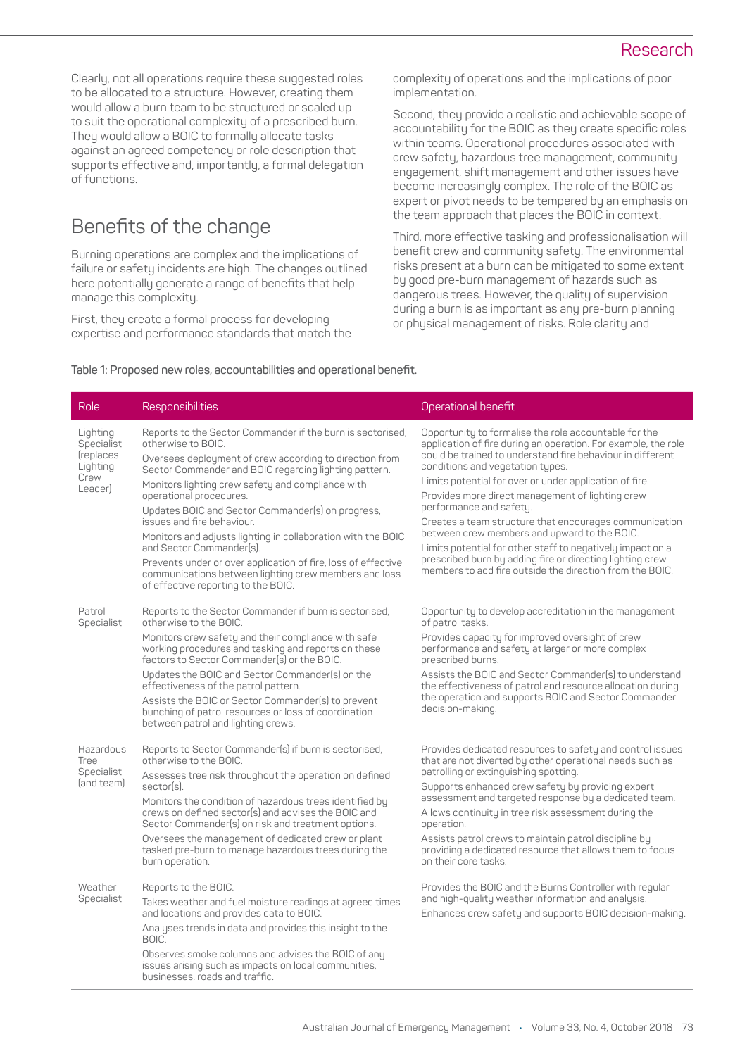Clearly, not all operations require these suggested roles to be allocated to a structure. However, creating them would allow a burn team to be structured or scaled up to suit the operational complexity of a prescribed burn. They would allow a BOIC to formally allocate tasks against an agreed competency or role description that supports effective and, importantly, a formal delegation of functions.

## Benefits of the change

Burning operations are complex and the implications of failure or safety incidents are high. The changes outlined here potentially generate a range of benefits that help manage this complexity.

First, they create a formal process for developing expertise and performance standards that match the complexity of operations and the implications of poor implementation.

Second, they provide a realistic and achievable scope of accountability for the BOIC as they create specific roles within teams. Operational procedures associated with crew safety, hazardous tree management, community engagement, shift management and other issues have become increasingly complex. The role of the BOIC as expert or pivot needs to be tempered by an emphasis on the team approach that places the BOIC in context.

Third, more effective tasking and professionalisation will benefit crew and community safety. The environmental risks present at a burn can be mitigated to some extent by good pre-burn management of hazards such as dangerous trees. However, the quality of supervision during a burn is as important as any pre-burn planning or physical management of risks. Role clarity and

**Table 1: Proposed new roles, accountabilities and operational benefit.**

| Role | Responsibilities | Operational benefit |
|---|---|---|
| Lighting Specialist (replaces Lighting Crew Leader) | Reports to the Sector Commander if the burn is sectorised, otherwise to BOIC.<br>Oversees deployment of crew according to direction from Sector Commander and BOIC regarding lighting pattern.<br>Monitors lighting crew safety and compliance with operational procedures.<br>Updates BOIC and Sector Commander(s) on progress, issues and fire behaviour.<br>Monitors and adjusts lighting in collaboration with the BOIC and Sector Commander(s).<br>Prevents under or over application of fire, loss of effective communications between lighting crew members and loss of effective reporting to the BOIC. | Opportunity to formalise the role accountable for the application of fire during an operation. For example, the role could be trained to understand fire behaviour in different conditions and vegetation types.<br>Limits potential for over or under application of fire.<br>Provides more direct management of lighting crew performance and safety.<br>Creates a team structure that encourages communication between crew members and upward to the BOIC.<br>Limits potential for other staff to negatively impact on a prescribed burn by adding fire or directing lighting crew members to add fire outside the direction from the BOIC. |
| Patrol Specialist | Reports to the Sector Commander if burn is sectorised, otherwise to the BOIC.<br>Monitors crew safety and their compliance with safe working procedures and tasking and reports on these factors to Sector Commander(s) or the BOIC.<br>Updates the BOIC and Sector Commander(s) on the effectiveness of the patrol pattern.<br>Assists the BOIC or Sector Commander(s) to prevent bunching of patrol resources or loss of coordination between patrol and lighting crews. | Opportunity to develop accreditation in the management of patrol tasks.<br>Provides capacity for improved oversight of crew performance and safety at larger or more complex prescribed burns.<br>Assists the BOIC and Sector Commander(s) to understand the effectiveness of patrol and resource allocation during the operation and supports BOIC and Sector Commander decision-making. |
| Hazardous Tree Specialist (and team) | Reports to Sector Commander(s) if burn is sectorised, otherwise to the BOIC.<br>Assesses tree risk throughout the operation on defined sector(s).<br>Monitors the condition of hazardous trees identified by crews on defined sector(s) and advises the BOIC and Sector Commander(s) on risk and treatment options.<br>Oversees the management of dedicated crew or plant tasked pre-burn to manage hazardous trees during the burn operation. | Provides dedicated resources to safety and control issues that are not diverted by other operational needs such as patrolling or extinguishing spotting.<br>Supports enhanced crew safety by providing expert assessment and targeted response by a dedicated team.<br>Allows continuity in tree risk assessment during the operation.<br>Assists patrol crews to maintain patrol discipline by providing a dedicated resource that allows them to focus on their core tasks. |
| Weather Specialist | Reports to the BOIC.<br>Takes weather and fuel moisture readings at agreed times and locations and provides data to BOIC.<br>Analyses trends in data and provides this insight to the BOIC.<br>Observes smoke columns and advises the BOIC of any issues arising such as impacts on local communities, businesses, roads and traffic. | Provides the BOIC and the Burns Controller with regular and high-quality weather information and analysis.<br>Enhances crew safety and supports BOIC decision-making. |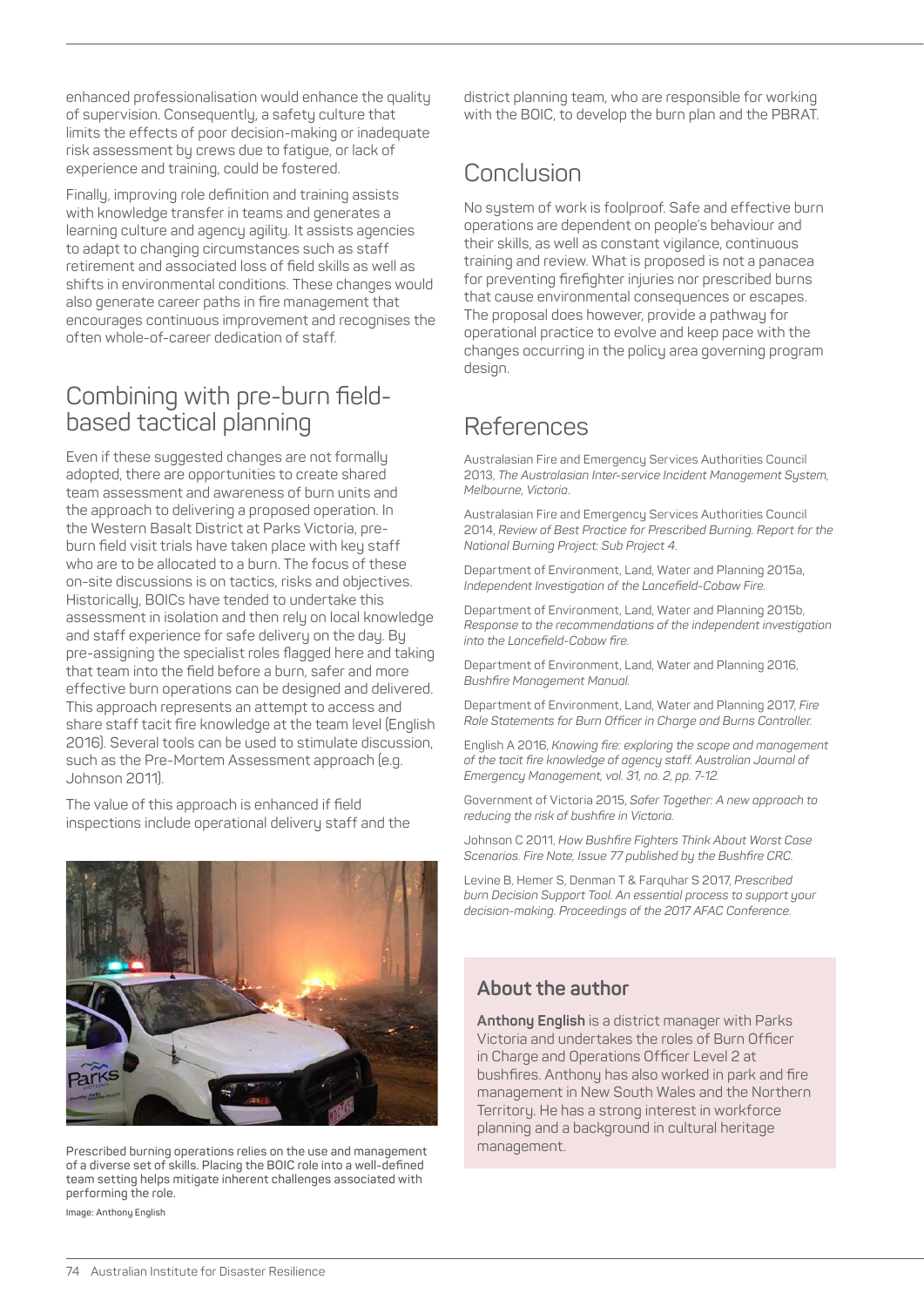enhanced professionalisation would enhance the quality of supervision. Consequently, a safety culture that limits the effects of poor decision-making or inadequate risk assessment by crews due to fatigue, or lack of experience and training, could be fostered.

Finally, improving role definition and training assists with knowledge transfer in teams and generates a learning culture and agency agility. It assists agencies to adapt to changing circumstances such as staff retirement and associated loss of field skills as well as shifts in environmental conditions. These changes would also generate career paths in fire management that encourages continuous improvement and recognises the often whole-of-career dedication of staff.

## Combining with pre-burn field-based tactical planning

Even if these suggested changes are not formally adopted, there are opportunities to create shared team assessment and awareness of burn units and the approach to delivering a proposed operation. In the Western Basalt District at Parks Victoria, pre-burn field visit trials have taken place with key staff who are to be allocated to a burn. The focus of these on-site discussions is on tactics, risks and objectives. Historically, BOICs have tended to undertake this assessment in isolation and then rely on local knowledge and staff experience for safe delivery on the day. By pre-assigning the specialist roles flagged here and taking that team into the field before a burn, safer and more effective burn operations can be designed and delivered. This approach represents an attempt to access and share staff tacit fire knowledge at the team level (English 2016). Several tools can be used to stimulate discussion, such as the Pre-Mortem Assessment approach (e.g. Johnson 2011).

The value of this approach is enhanced if field inspections include operational delivery staff and the district planning team, who are responsible for working with the BOIC, to develop the burn plan and the PBRAT.

Prescribed burning operations relies on the use and management of a diverse set of skills. Placing the BOIC role into a well-defined team setting helps mitigate inherent challenges associated with performing the role.

Image: Anthony English

## Conclusion

No system of work is foolproof. Safe and effective burn operations are dependent on people's behaviour and their skills, as well as constant vigilance, continuous training and review. What is proposed is not a panacea for preventing firefighter injuries nor prescribed burns that cause environmental consequences or escapes. The proposal does however, provide a pathway for operational practice to evolve and keep pace with the changes occurring in the policy area governing program design.

## References

Australasian Fire and Emergency Services Authorities Council 2013, *The Australasian Inter-service Incident Management System, Melbourne, Victoria.*

Australasian Fire and Emergency Services Authorities Council 2014, *Review of Best Practice for Prescribed Burning. Report for the National Burning Project: Sub Project 4.*

Department of Environment, Land, Water and Planning 2015a, *Independent Investigation of the Lancefield-Cobaw Fire.*

Department of Environment, Land, Water and Planning 2015b, *Response to the recommendations of the independent investigation into the Lancefield-Cobaw fire.*

Department of Environment, Land, Water and Planning 2016, *Bushfire Management Manual.*

Department of Environment, Land, Water and Planning 2017, *Fire Role Statements for Burn Officer in Charge and Burns Controller.*

English A 2016, *Knowing fire: exploring the scope and management of the tacit fire knowledge of agency staff. Australian Journal of Emergency Management, vol. 31, no. 2, pp. 7-12.*

Government of Victoria 2015, *Safer Together: A new approach to reducing the risk of bushfire in Victoria.*

Johnson C 2011, *How Bushfire Fighters Think About Worst Case Scenarios. Fire Note, Issue 77 published by the Bushfire CRC.*

Levine B, Hemer S, Denman T & Farquhar S 2017, *Prescribed burn Decision Support Tool. An essential process to support your decision-making. Proceedings of the 2017 AFAC Conference.*

### About the author

**Anthony English** is a district manager with Parks Victoria and undertakes the roles of Burn Officer in Charge and Operations Officer Level 2 at bushfires. Anthony has also worked in park and fire management in New South Wales and the Northern Territory. He has a strong interest in workforce planning and a background in cultural heritage management.